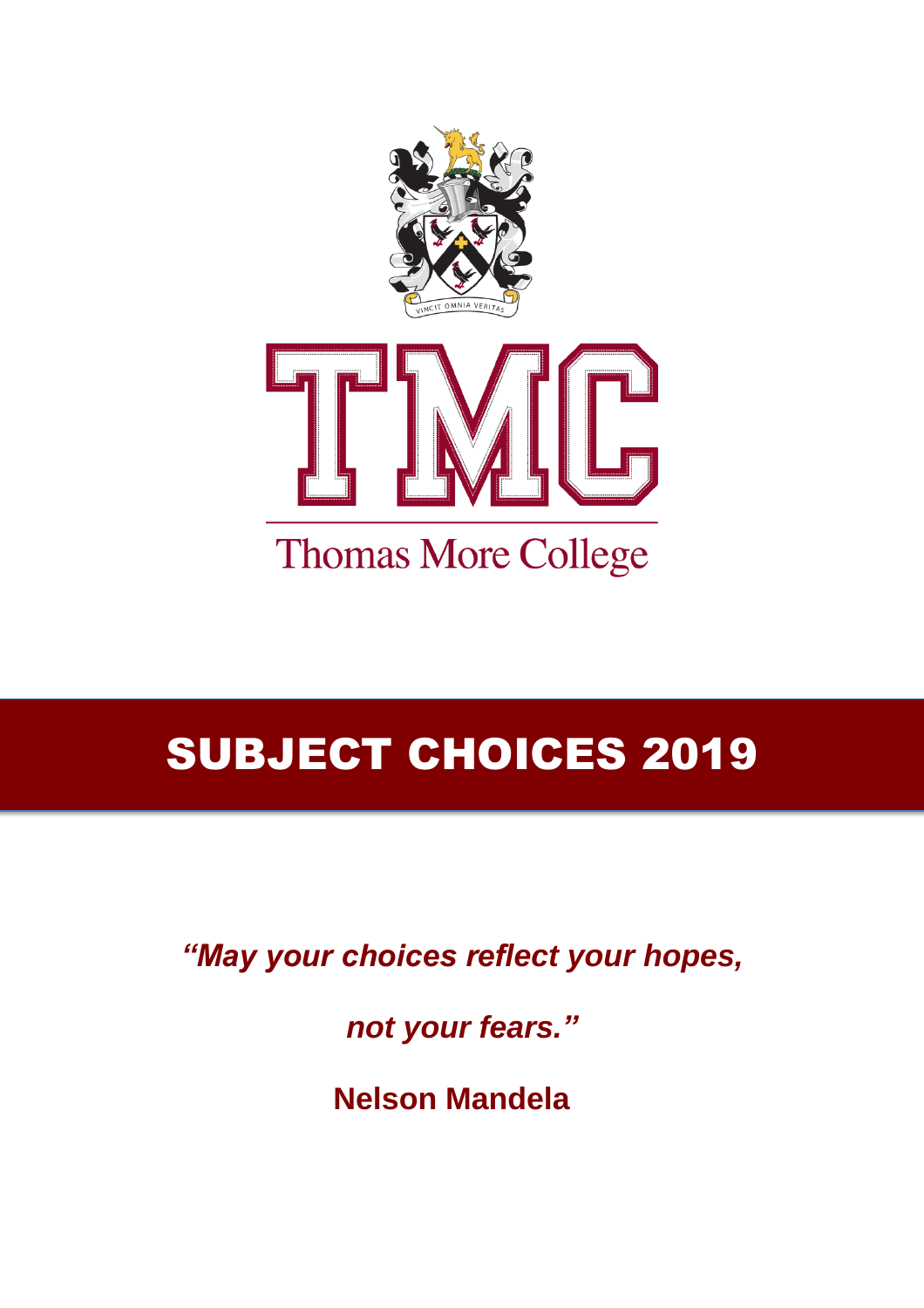VINCIT OMNIA VERITAS

TMC

Thomas More College

# SUBJECT CHOICES 2019

***"May your choices reflect your hopes,***

***not your fears."***

**Nelson Mandela**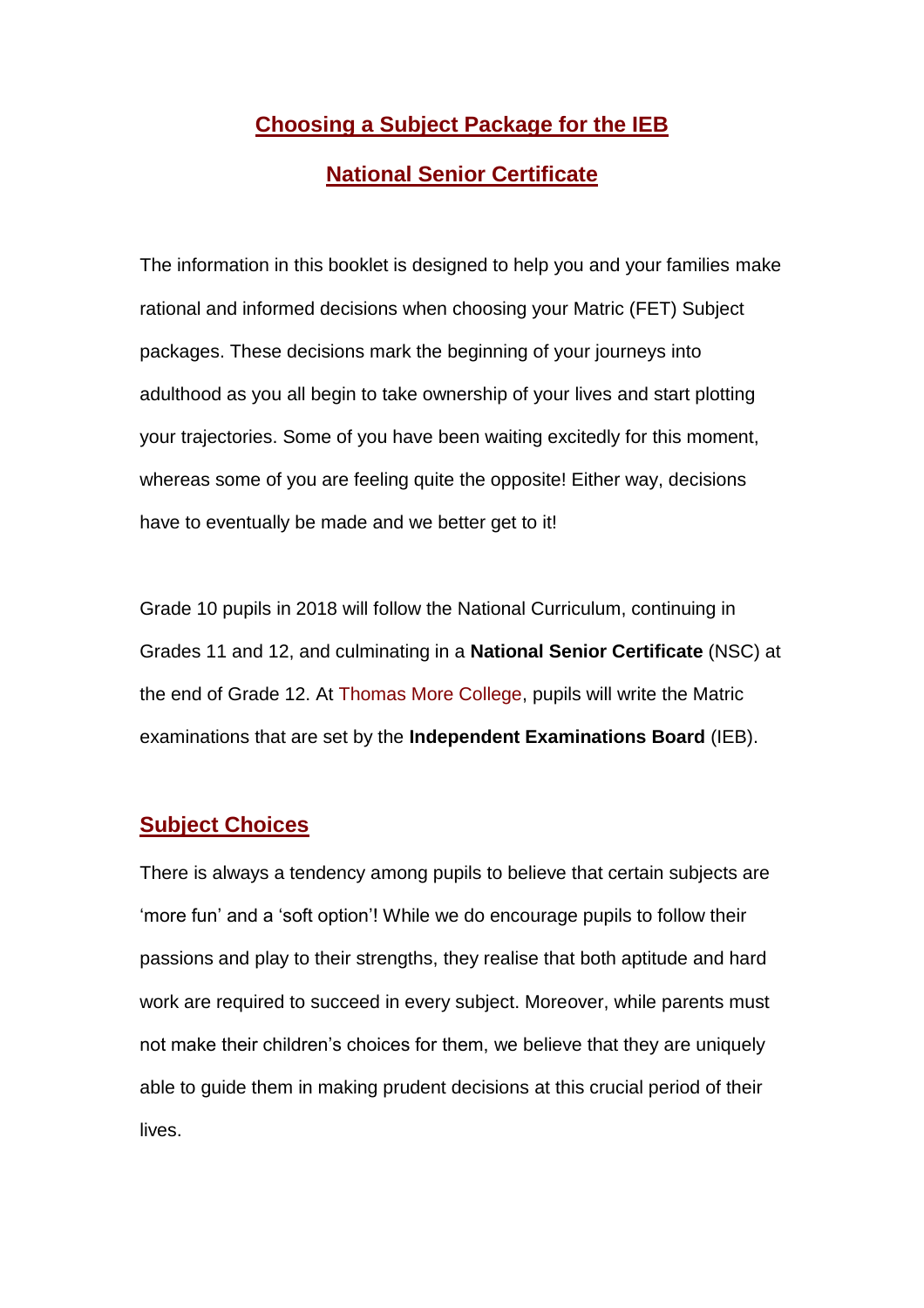# Choosing a Subject Package for the IEB

# National Senior Certificate

The information in this booklet is designed to help you and your families make rational and informed decisions when choosing your Matric (FET) Subject packages. These decisions mark the beginning of your journeys into adulthood as you all begin to take ownership of your lives and start plotting your trajectories. Some of you have been waiting excitedly for this moment, whereas some of you are feeling quite the opposite! Either way, decisions have to eventually be made and we better get to it!

Grade 10 pupils in 2018 will follow the National Curriculum, continuing in Grades 11 and 12, and culminating in a **National Senior Certificate** (NSC) at the end of Grade 12. At Thomas More College, pupils will write the Matric examinations that are set by the **Independent Examinations Board** (IEB).

## Subject Choices

There is always a tendency among pupils to believe that certain subjects are 'more fun' and a 'soft option'! While we do encourage pupils to follow their passions and play to their strengths, they realise that both aptitude and hard work are required to succeed in every subject. Moreover, while parents must not make their children's choices for them, we believe that they are uniquely able to guide them in making prudent decisions at this crucial period of their lives.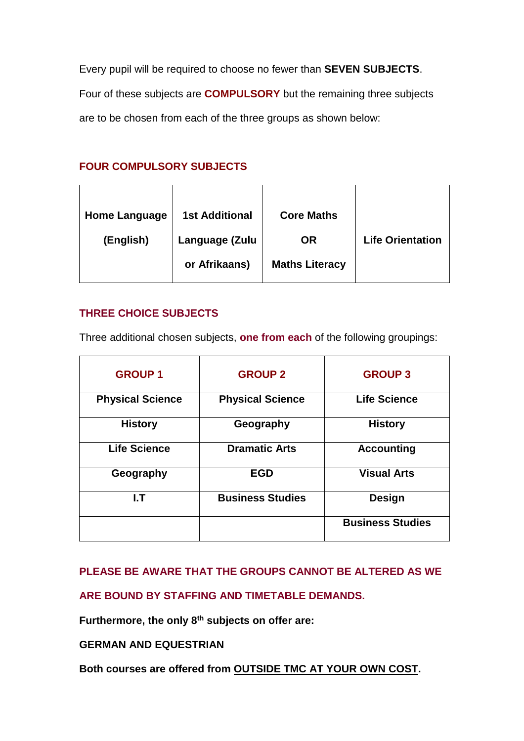Every pupil will be required to choose no fewer than **SEVEN SUBJECTS**.

Four of these subjects are **COMPULSORY** but the remaining three subjects are to be chosen from each of the three groups as shown below:

## FOUR COMPULSORY SUBJECTS

| Home Language (English) | 1st Additional Language (Zulu or Afrikaans) | Core Maths OR Maths Literacy | Life Orientation |
|---|---|---|---|

## THREE CHOICE SUBJECTS

Three additional chosen subjects, **one from each** of the following groupings:

| GROUP 1 | GROUP 2 | GROUP 3 |
|---|---|---|
| Physical Science | Physical Science | Life Science |
| History | Geography | History |
| Life Science | Dramatic Arts | Accounting |
| Geography | EGD | Visual Arts |
| I.T | Business Studies | Design |
| | | Business Studies |

**PLEASE BE AWARE THAT THE GROUPS CANNOT BE ALTERED AS WE ARE BOUND BY STAFFING AND TIMETABLE DEMANDS.**

**Furthermore, the only 8th subjects on offer are:**

**GERMAN AND EQUESTRIAN**

**Both courses are offered from OUTSIDE TMC AT YOUR OWN COST.**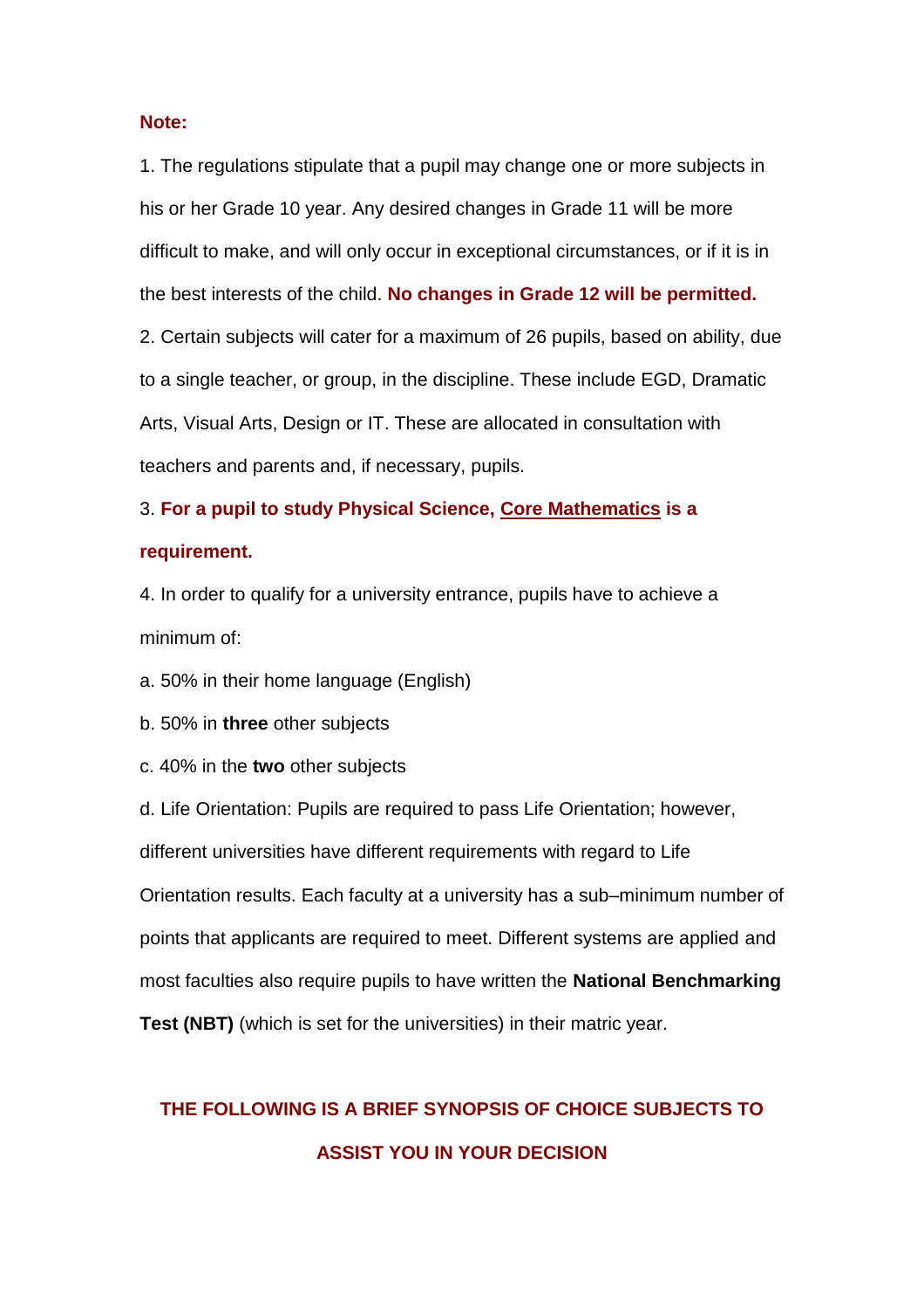**Note:**

1. The regulations stipulate that a pupil may change one or more subjects in his or her Grade 10 year. Any desired changes in Grade 11 will be more difficult to make, and will only occur in exceptional circumstances, or if it is in the best interests of the child. **No changes in Grade 12 will be permitted.**

2. Certain subjects will cater for a maximum of 26 pupils, based on ability, due to a single teacher, or group, in the discipline. These include EGD, Dramatic Arts, Visual Arts, Design or IT. These are allocated in consultation with teachers and parents and, if necessary, pupils.

3. **For a pupil to study Physical Science, <u>Core Mathematics</u> is a requirement.**

4. In order to qualify for a university entrance, pupils have to achieve a minimum of:

a. 50% in their home language (English)

b. 50% in **three** other subjects

c. 40% in the **two** other subjects

d. Life Orientation: Pupils are required to pass Life Orientation; however, different universities have different requirements with regard to Life Orientation results. Each faculty at a university has a sub–minimum number of points that applicants are required to meet. Different systems are applied and most faculties also require pupils to have written the **National Benchmarking Test (NBT)** (which is set for the universities) in their matric year.

## THE FOLLOWING IS A BRIEF SYNOPSIS OF CHOICE SUBJECTS TO ASSIST YOU IN YOUR DECISION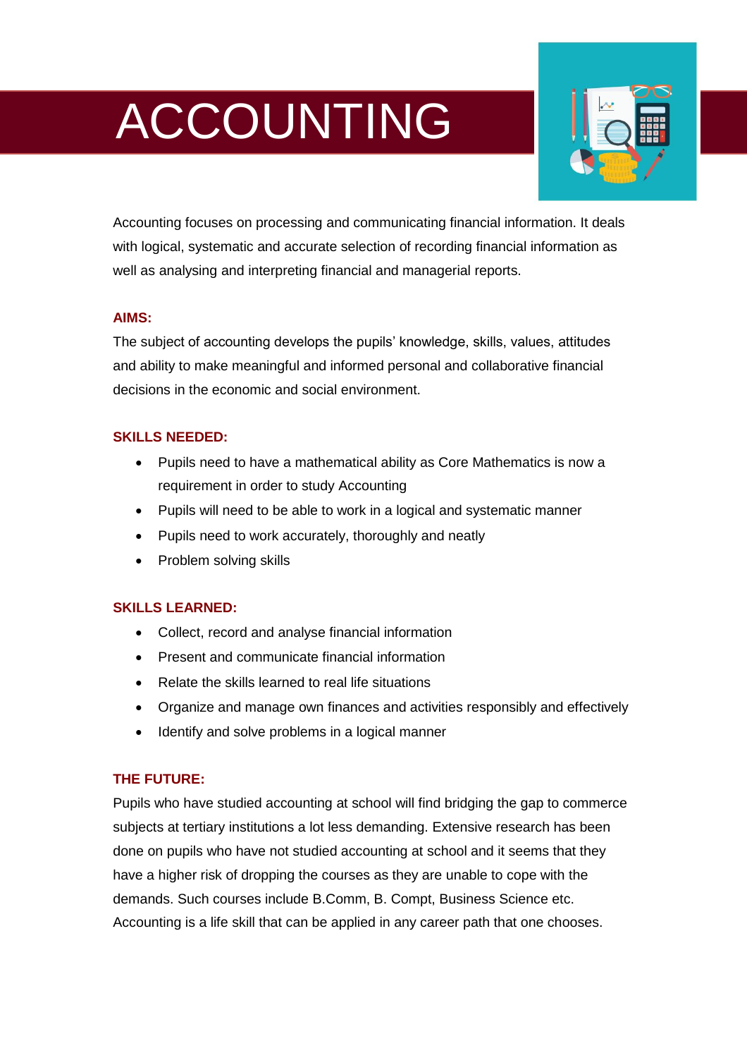# ACCOUNTING

Accounting focuses on processing and communicating financial information. It deals with logical, systematic and accurate selection of recording financial information as well as analysing and interpreting financial and managerial reports.

## AIMS:

The subject of accounting develops the pupils' knowledge, skills, values, attitudes and ability to make meaningful and informed personal and collaborative financial decisions in the economic and social environment.

## SKILLS NEEDED:

- Pupils need to have a mathematical ability as Core Mathematics is now a requirement in order to study Accounting
- Pupils will need to be able to work in a logical and systematic manner
- Pupils need to work accurately, thoroughly and neatly
- Problem solving skills

## SKILLS LEARNED:

- Collect, record and analyse financial information
- Present and communicate financial information
- Relate the skills learned to real life situations
- Organize and manage own finances and activities responsibly and effectively
- Identify and solve problems in a logical manner

## THE FUTURE:

Pupils who have studied accounting at school will find bridging the gap to commerce subjects at tertiary institutions a lot less demanding. Extensive research has been done on pupils who have not studied accounting at school and it seems that they have a higher risk of dropping the courses as they are unable to cope with the demands. Such courses include B.Comm, B. Compt, Business Science etc. Accounting is a life skill that can be applied in any career path that one chooses.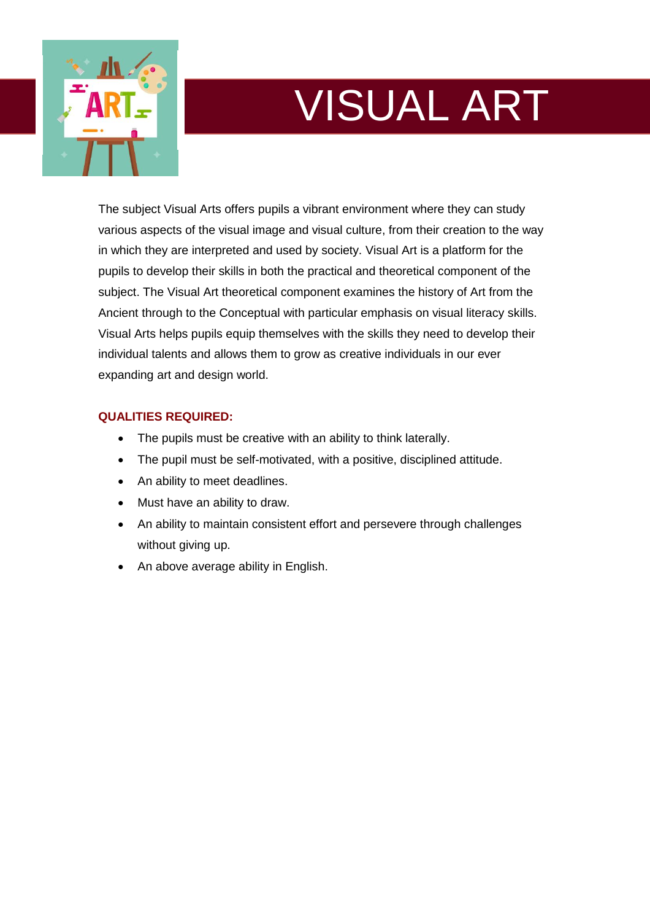# VISUAL ART

The subject Visual Arts offers pupils a vibrant environment where they can study various aspects of the visual image and visual culture, from their creation to the way in which they are interpreted and used by society. Visual Art is a platform for the pupils to develop their skills in both the practical and theoretical component of the subject. The Visual Art theoretical component examines the history of Art from the Ancient through to the Conceptual with particular emphasis on visual literacy skills. Visual Arts helps pupils equip themselves with the skills they need to develop their individual talents and allows them to grow as creative individuals in our ever expanding art and design world.

**QUALITIES REQUIRED:**

- The pupils must be creative with an ability to think laterally.
- The pupil must be self-motivated, with a positive, disciplined attitude.
- An ability to meet deadlines.
- Must have an ability to draw.
- An ability to maintain consistent effort and persevere through challenges without giving up.
- An above average ability in English.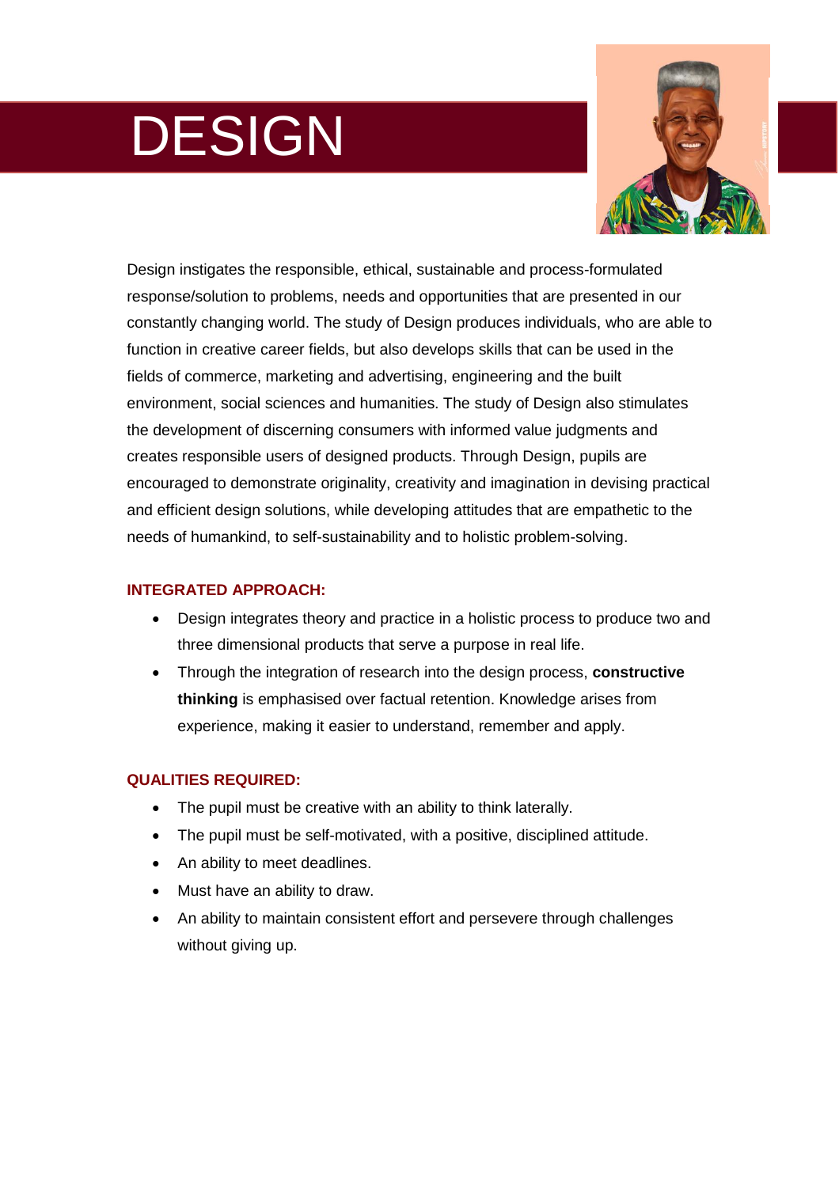# DESIGN

Design instigates the responsible, ethical, sustainable and process-formulated response/solution to problems, needs and opportunities that are presented in our constantly changing world. The study of Design produces individuals, who are able to function in creative career fields, but also develops skills that can be used in the fields of commerce, marketing and advertising, engineering and the built environment, social sciences and humanities. The study of Design also stimulates the development of discerning consumers with informed value judgments and creates responsible users of designed products. Through Design, pupils are encouraged to demonstrate originality, creativity and imagination in devising practical and efficient design solutions, while developing attitudes that are empathetic to the needs of humankind, to self-sustainability and to holistic problem-solving.

### INTEGRATED APPROACH:

- Design integrates theory and practice in a holistic process to produce two and three dimensional products that serve a purpose in real life.
- Through the integration of research into the design process, **constructive thinking** is emphasised over factual retention. Knowledge arises from experience, making it easier to understand, remember and apply.

### QUALITIES REQUIRED:

- The pupil must be creative with an ability to think laterally.
- The pupil must be self-motivated, with a positive, disciplined attitude.
- An ability to meet deadlines.
- Must have an ability to draw.
- An ability to maintain consistent effort and persevere through challenges without giving up.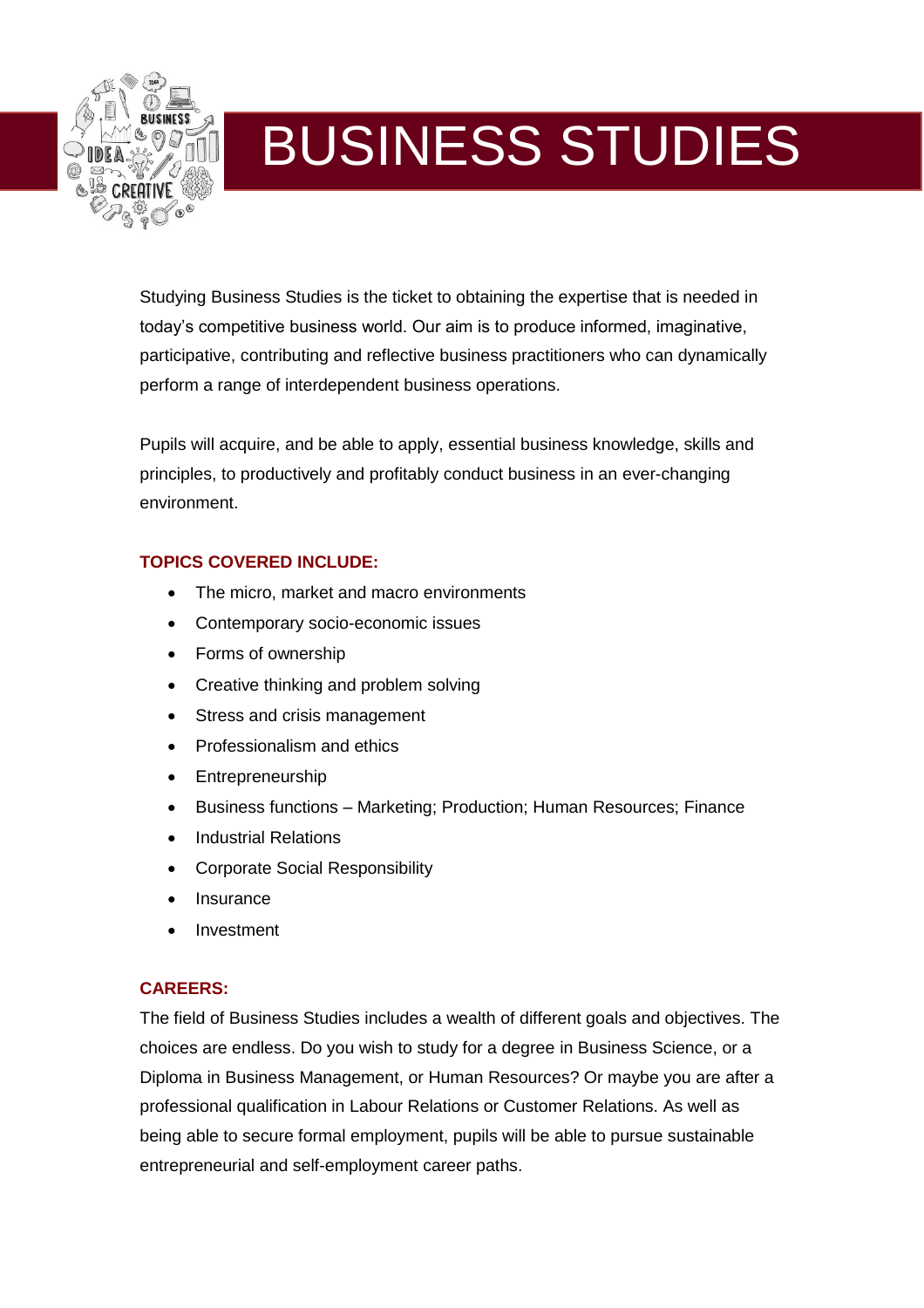# BUSINESS STUDIES

Studying Business Studies is the ticket to obtaining the expertise that is needed in today's competitive business world. Our aim is to produce informed, imaginative, participative, contributing and reflective business practitioners who can dynamically perform a range of interdependent business operations.

Pupils will acquire, and be able to apply, essential business knowledge, skills and principles, to productively and profitably conduct business in an ever-changing environment.

## TOPICS COVERED INCLUDE:

- The micro, market and macro environments
- Contemporary socio-economic issues
- Forms of ownership
- Creative thinking and problem solving
- Stress and crisis management
- Professionalism and ethics
- Entrepreneurship
- Business functions – Marketing; Production; Human Resources; Finance
- Industrial Relations
- Corporate Social Responsibility
- Insurance
- Investment

## CAREERS:

The field of Business Studies includes a wealth of different goals and objectives. The choices are endless. Do you wish to study for a degree in Business Science, or a Diploma in Business Management, or Human Resources? Or maybe you are after a professional qualification in Labour Relations or Customer Relations. As well as being able to secure formal employment, pupils will be able to pursue sustainable entrepreneurial and self-employment career paths.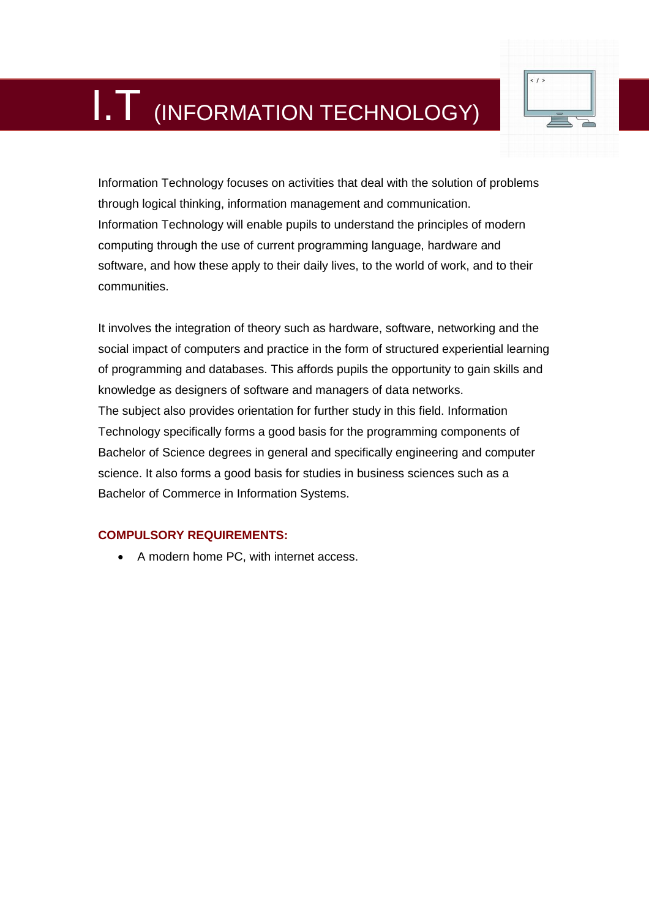# I.T (INFORMATION TECHNOLOGY)

Information Technology focuses on activities that deal with the solution of problems through logical thinking, information management and communication.
Information Technology will enable pupils to understand the principles of modern computing through the use of current programming language, hardware and software, and how these apply to their daily lives, to the world of work, and to their communities.

It involves the integration of theory such as hardware, software, networking and the social impact of computers and practice in the form of structured experiential learning of programming and databases. This affords pupils the opportunity to gain skills and knowledge as designers of software and managers of data networks.
The subject also provides orientation for further study in this field. Information Technology specifically forms a good basis for the programming components of Bachelor of Science degrees in general and specifically engineering and computer science. It also forms a good basis for studies in business sciences such as a Bachelor of Commerce in Information Systems.

**COMPULSORY REQUIREMENTS:**

- A modern home PC, with internet access.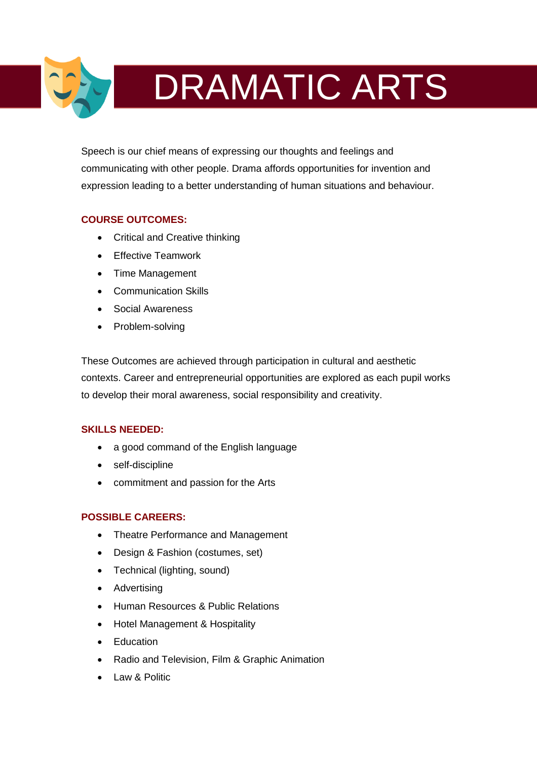# DRAMATIC ARTS

Speech is our chief means of expressing our thoughts and feelings and communicating with other people. Drama affords opportunities for invention and expression leading to a better understanding of human situations and behaviour.

**COURSE OUTCOMES:**

- Critical and Creative thinking
- Effective Teamwork
- Time Management
- Communication Skills
- Social Awareness
- Problem-solving

These Outcomes are achieved through participation in cultural and aesthetic contexts. Career and entrepreneurial opportunities are explored as each pupil works to develop their moral awareness, social responsibility and creativity.

**SKILLS NEEDED:**

- a good command of the English language
- self-discipline
- commitment and passion for the Arts

**POSSIBLE CAREERS:**

- Theatre Performance and Management
- Design & Fashion (costumes, set)
- Technical (lighting, sound)
- Advertising
- Human Resources & Public Relations
- Hotel Management & Hospitality
- Education
- Radio and Television, Film & Graphic Animation
- Law & Politic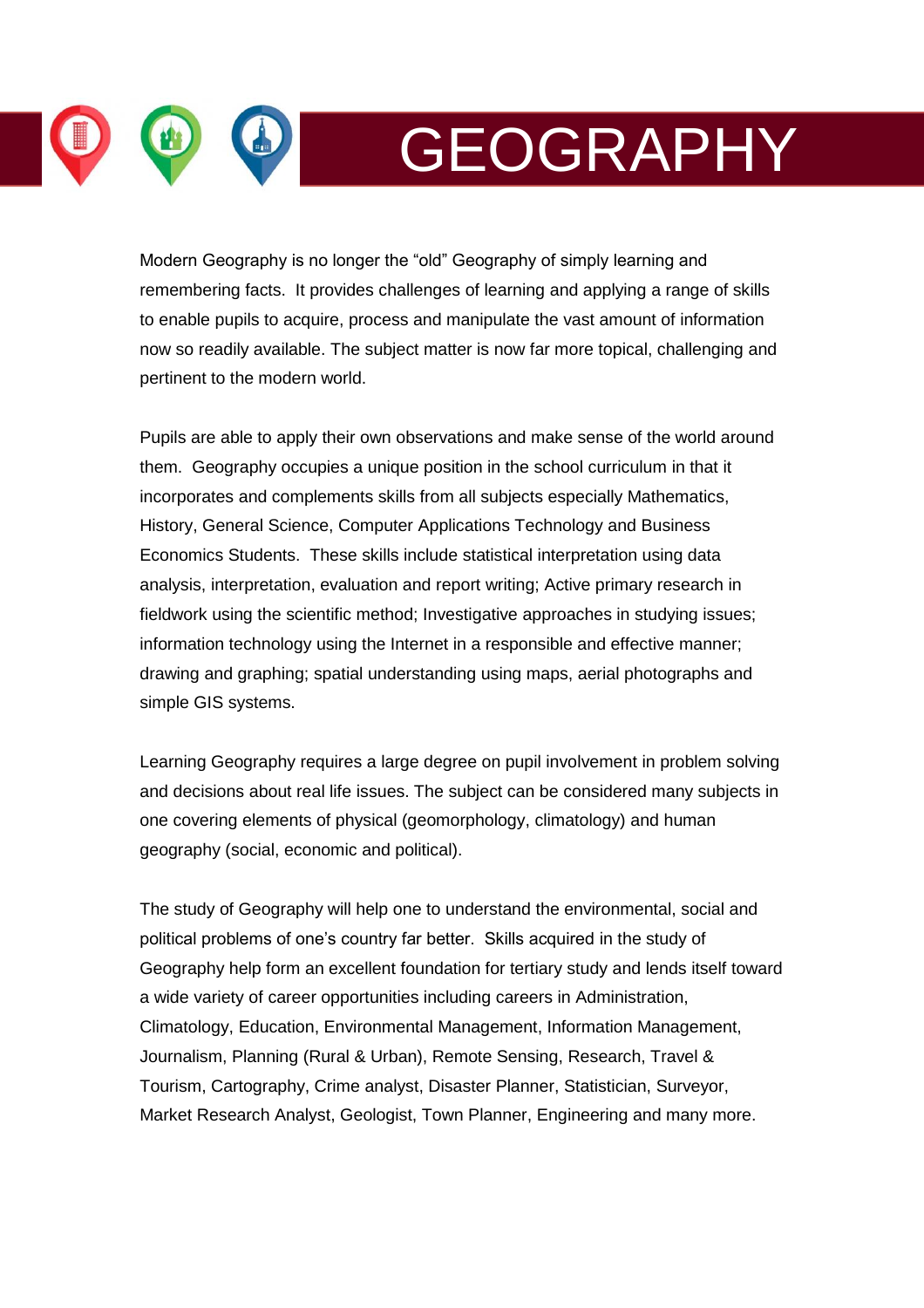# GEOGRAPHY

Modern Geography is no longer the "old" Geography of simply learning and remembering facts. It provides challenges of learning and applying a range of skills to enable pupils to acquire, process and manipulate the vast amount of information now so readily available. The subject matter is now far more topical, challenging and pertinent to the modern world.

Pupils are able to apply their own observations and make sense of the world around them. Geography occupies a unique position in the school curriculum in that it incorporates and complements skills from all subjects especially Mathematics, History, General Science, Computer Applications Technology and Business Economics Students. These skills include statistical interpretation using data analysis, interpretation, evaluation and report writing; Active primary research in fieldwork using the scientific method; Investigative approaches in studying issues; information technology using the Internet in a responsible and effective manner; drawing and graphing; spatial understanding using maps, aerial photographs and simple GIS systems.

Learning Geography requires a large degree on pupil involvement in problem solving and decisions about real life issues. The subject can be considered many subjects in one covering elements of physical (geomorphology, climatology) and human geography (social, economic and political).

The study of Geography will help one to understand the environmental, social and political problems of one's country far better. Skills acquired in the study of Geography help form an excellent foundation for tertiary study and lends itself toward a wide variety of career opportunities including careers in Administration, Climatology, Education, Environmental Management, Information Management, Journalism, Planning (Rural & Urban), Remote Sensing, Research, Travel & Tourism, Cartography, Crime analyst, Disaster Planner, Statistician, Surveyor, Market Research Analyst, Geologist, Town Planner, Engineering and many more.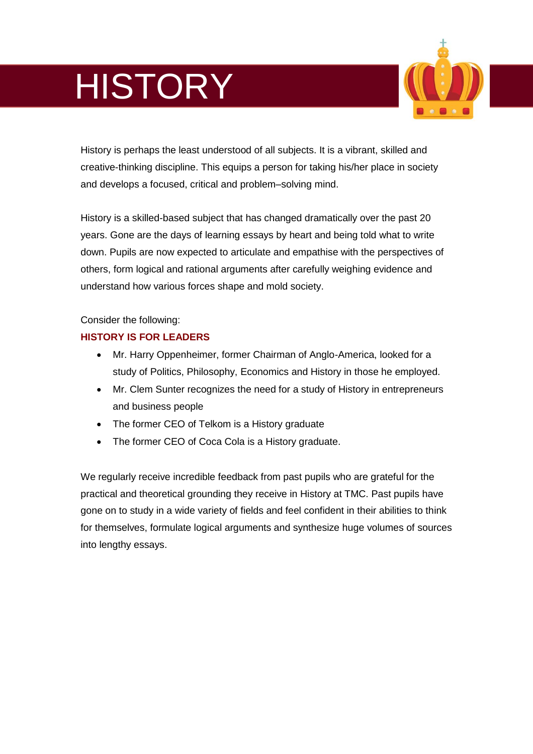# HISTORY

History is perhaps the least understood of all subjects. It is a vibrant, skilled and creative-thinking discipline. This equips a person for taking his/her place in society and develops a focused, critical and problem–solving mind.

History is a skilled-based subject that has changed dramatically over the past 20 years. Gone are the days of learning essays by heart and being told what to write down. Pupils are now expected to articulate and empathise with the perspectives of others, form logical and rational arguments after carefully weighing evidence and understand how various forces shape and mold society.

Consider the following:

**HISTORY IS FOR LEADERS**

- Mr. Harry Oppenheimer, former Chairman of Anglo-America, looked for a study of Politics, Philosophy, Economics and History in those he employed.
- Mr. Clem Sunter recognizes the need for a study of History in entrepreneurs and business people
- The former CEO of Telkom is a History graduate
- The former CEO of Coca Cola is a History graduate.

We regularly receive incredible feedback from past pupils who are grateful for the practical and theoretical grounding they receive in History at TMC. Past pupils have gone on to study in a wide variety of fields and feel confident in their abilities to think for themselves, formulate logical arguments and synthesize huge volumes of sources into lengthy essays.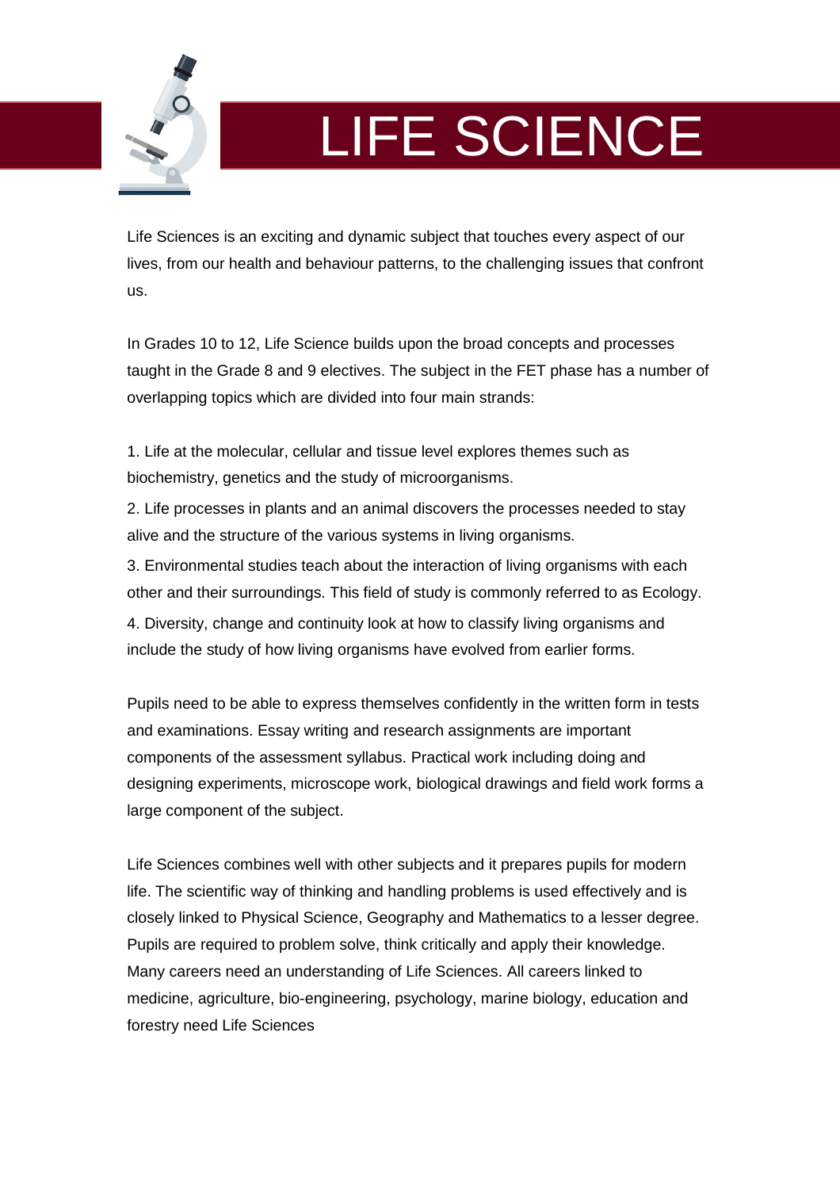# LIFE SCIENCE

Life Sciences is an exciting and dynamic subject that touches every aspect of our lives, from our health and behaviour patterns, to the challenging issues that confront us.

In Grades 10 to 12, Life Science builds upon the broad concepts and processes taught in the Grade 8 and 9 electives. The subject in the FET phase has a number of overlapping topics which are divided into four main strands:

1. Life at the molecular, cellular and tissue level explores themes such as biochemistry, genetics and the study of microorganisms.
2. Life processes in plants and an animal discovers the processes needed to stay alive and the structure of the various systems in living organisms.
3. Environmental studies teach about the interaction of living organisms with each other and their surroundings. This field of study is commonly referred to as Ecology.
4. Diversity, change and continuity look at how to classify living organisms and include the study of how living organisms have evolved from earlier forms.

Pupils need to be able to express themselves confidently in the written form in tests and examinations. Essay writing and research assignments are important components of the assessment syllabus. Practical work including doing and designing experiments, microscope work, biological drawings and field work forms a large component of the subject.

Life Sciences combines well with other subjects and it prepares pupils for modern life. The scientific way of thinking and handling problems is used effectively and is closely linked to Physical Science, Geography and Mathematics to a lesser degree. Pupils are required to problem solve, think critically and apply their knowledge. Many careers need an understanding of Life Sciences. All careers linked to medicine, agriculture, bio-engineering, psychology, marine biology, education and forestry need Life Sciences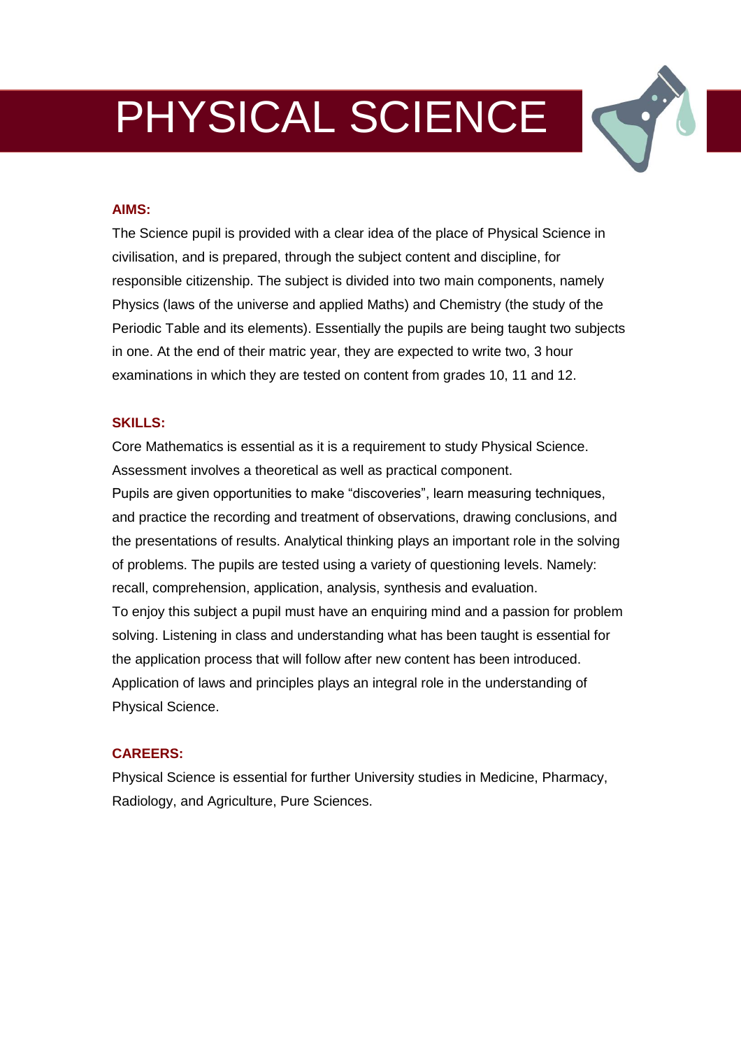# PHYSICAL SCIENCE

## AIMS:

The Science pupil is provided with a clear idea of the place of Physical Science in civilisation, and is prepared, through the subject content and discipline, for responsible citizenship. The subject is divided into two main components, namely Physics (laws of the universe and applied Maths) and Chemistry (the study of the Periodic Table and its elements). Essentially the pupils are being taught two subjects in one. At the end of their matric year, they are expected to write two, 3 hour examinations in which they are tested on content from grades 10, 11 and 12.

## SKILLS:

Core Mathematics is essential as it is a requirement to study Physical Science. Assessment involves a theoretical as well as practical component.

Pupils are given opportunities to make "discoveries", learn measuring techniques, and practice the recording and treatment of observations, drawing conclusions, and the presentations of results. Analytical thinking plays an important role in the solving of problems. The pupils are tested using a variety of questioning levels. Namely: recall, comprehension, application, analysis, synthesis and evaluation.

To enjoy this subject a pupil must have an enquiring mind and a passion for problem solving. Listening in class and understanding what has been taught is essential for the application process that will follow after new content has been introduced. Application of laws and principles plays an integral role in the understanding of Physical Science.

## CAREERS:

Physical Science is essential for further University studies in Medicine, Pharmacy, Radiology, and Agriculture, Pure Sciences.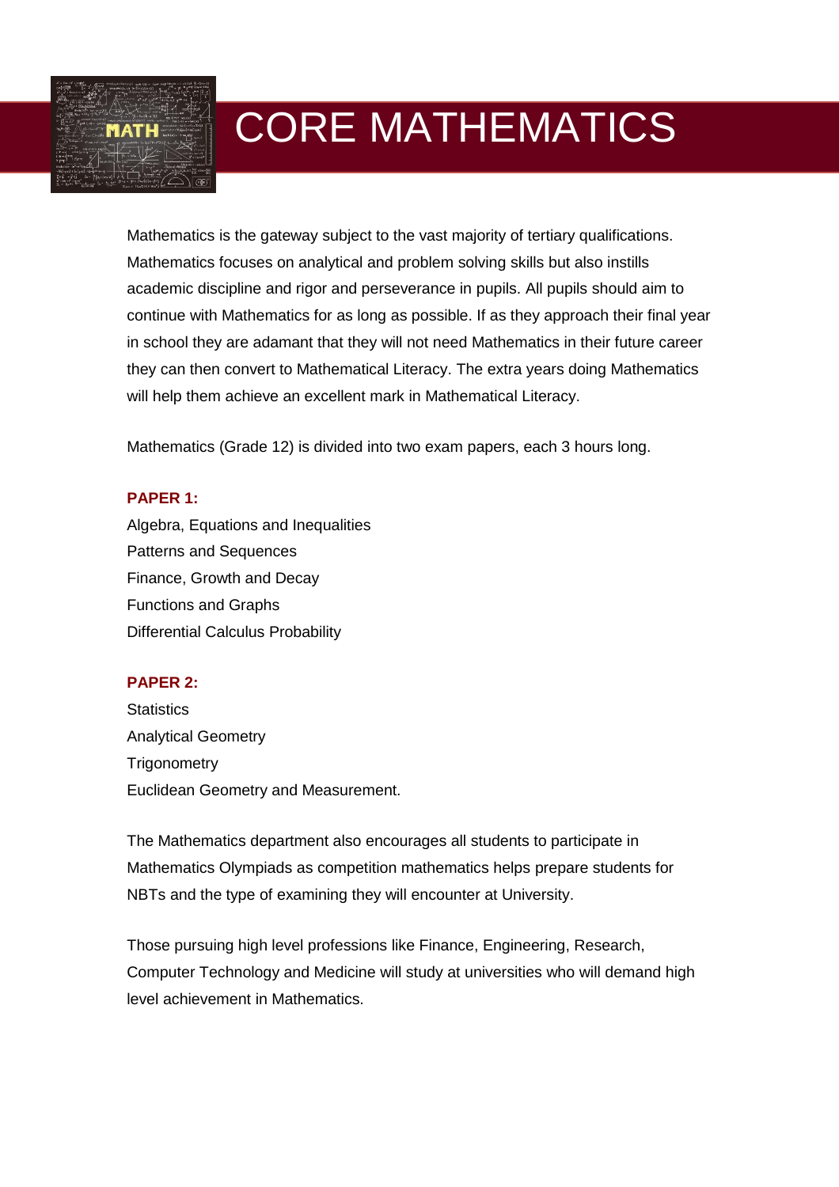# CORE MATHEMATICS

Mathematics is the gateway subject to the vast majority of tertiary qualifications. Mathematics focuses on analytical and problem solving skills but also instills academic discipline and rigor and perseverance in pupils. All pupils should aim to continue with Mathematics for as long as possible. If as they approach their final year in school they are adamant that they will not need Mathematics in their future career they can then convert to Mathematical Literacy. The extra years doing Mathematics will help them achieve an excellent mark in Mathematical Literacy.

Mathematics (Grade 12) is divided into two exam papers, each 3 hours long.

**PAPER 1:**

Algebra, Equations and Inequalities  
Patterns and Sequences  
Finance, Growth and Decay  
Functions and Graphs  
Differential Calculus Probability

**PAPER 2:**

Statistics  
Analytical Geometry  
Trigonometry  
Euclidean Geometry and Measurement.

The Mathematics department also encourages all students to participate in Mathematics Olympiads as competition mathematics helps prepare students for NBTs and the type of examining they will encounter at University.

Those pursuing high level professions like Finance, Engineering, Research, Computer Technology and Medicine will study at universities who will demand high level achievement in Mathematics.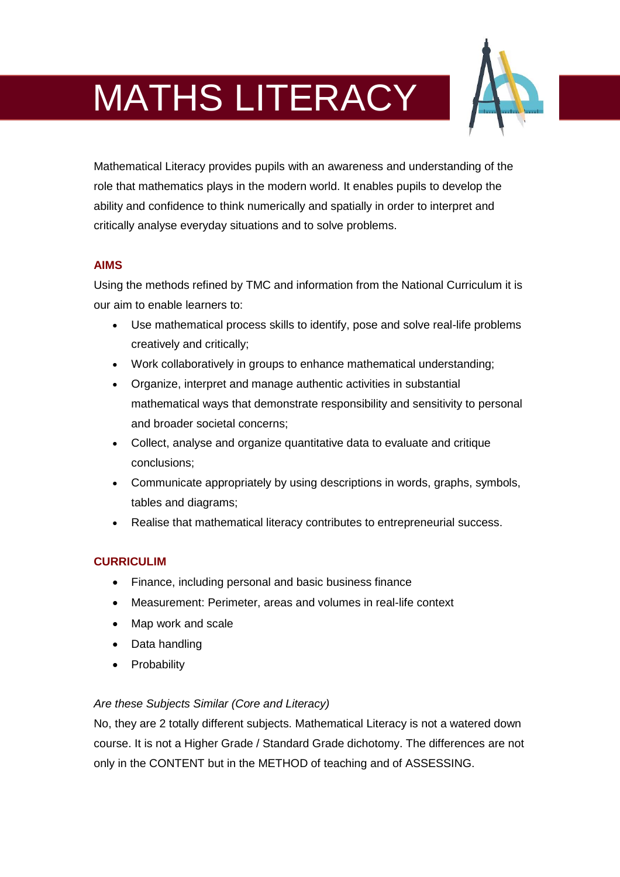# MATHS LITERACY

Mathematical Literacy provides pupils with an awareness and understanding of the role that mathematics plays in the modern world. It enables pupils to develop the ability and confidence to think numerically and spatially in order to interpret and critically analyse everyday situations and to solve problems.

## AIMS

Using the methods refined by TMC and information from the National Curriculum it is our aim to enable learners to:

- Use mathematical process skills to identify, pose and solve real-life problems creatively and critically;
- Work collaboratively in groups to enhance mathematical understanding;
- Organize, interpret and manage authentic activities in substantial mathematical ways that demonstrate responsibility and sensitivity to personal and broader societal concerns;
- Collect, analyse and organize quantitative data to evaluate and critique conclusions;
- Communicate appropriately by using descriptions in words, graphs, symbols, tables and diagrams;
- Realise that mathematical literacy contributes to entrepreneurial success.

## CURRICULIM

- Finance, including personal and basic business finance
- Measurement: Perimeter, areas and volumes in real-life context
- Map work and scale
- Data handling
- Probability

*Are these Subjects Similar (Core and Literacy)*

No, they are 2 totally different subjects. Mathematical Literacy is not a watered down course. It is not a Higher Grade / Standard Grade dichotomy. The differences are not only in the CONTENT but in the METHOD of teaching and of ASSESSING.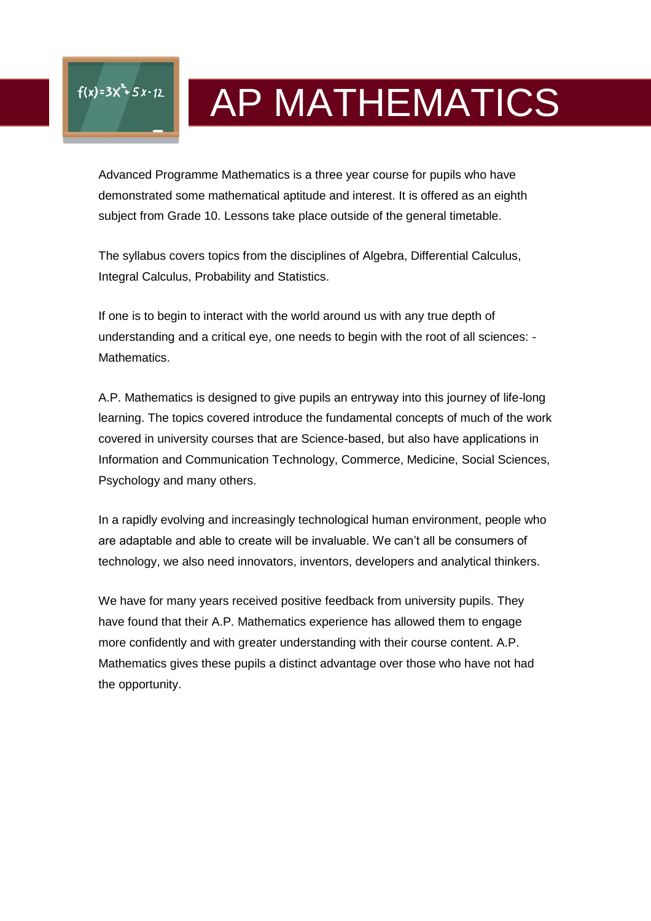# AP MATHEMATICS

Advanced Programme Mathematics is a three year course for pupils who have demonstrated some mathematical aptitude and interest. It is offered as an eighth subject from Grade 10. Lessons take place outside of the general timetable.

The syllabus covers topics from the disciplines of Algebra, Differential Calculus, Integral Calculus, Probability and Statistics.

If one is to begin to interact with the world around us with any true depth of understanding and a critical eye, one needs to begin with the root of all sciences: - Mathematics.

A.P. Mathematics is designed to give pupils an entryway into this journey of life-long learning. The topics covered introduce the fundamental concepts of much of the work covered in university courses that are Science-based, but also have applications in Information and Communication Technology, Commerce, Medicine, Social Sciences, Psychology and many others.

In a rapidly evolving and increasingly technological human environment, people who are adaptable and able to create will be invaluable. We can't all be consumers of technology, we also need innovators, inventors, developers and analytical thinkers.

We have for many years received positive feedback from university pupils. They have found that their A.P. Mathematics experience has allowed them to engage more confidently and with greater understanding with their course content. A.P. Mathematics gives these pupils a distinct advantage over those who have not had the opportunity.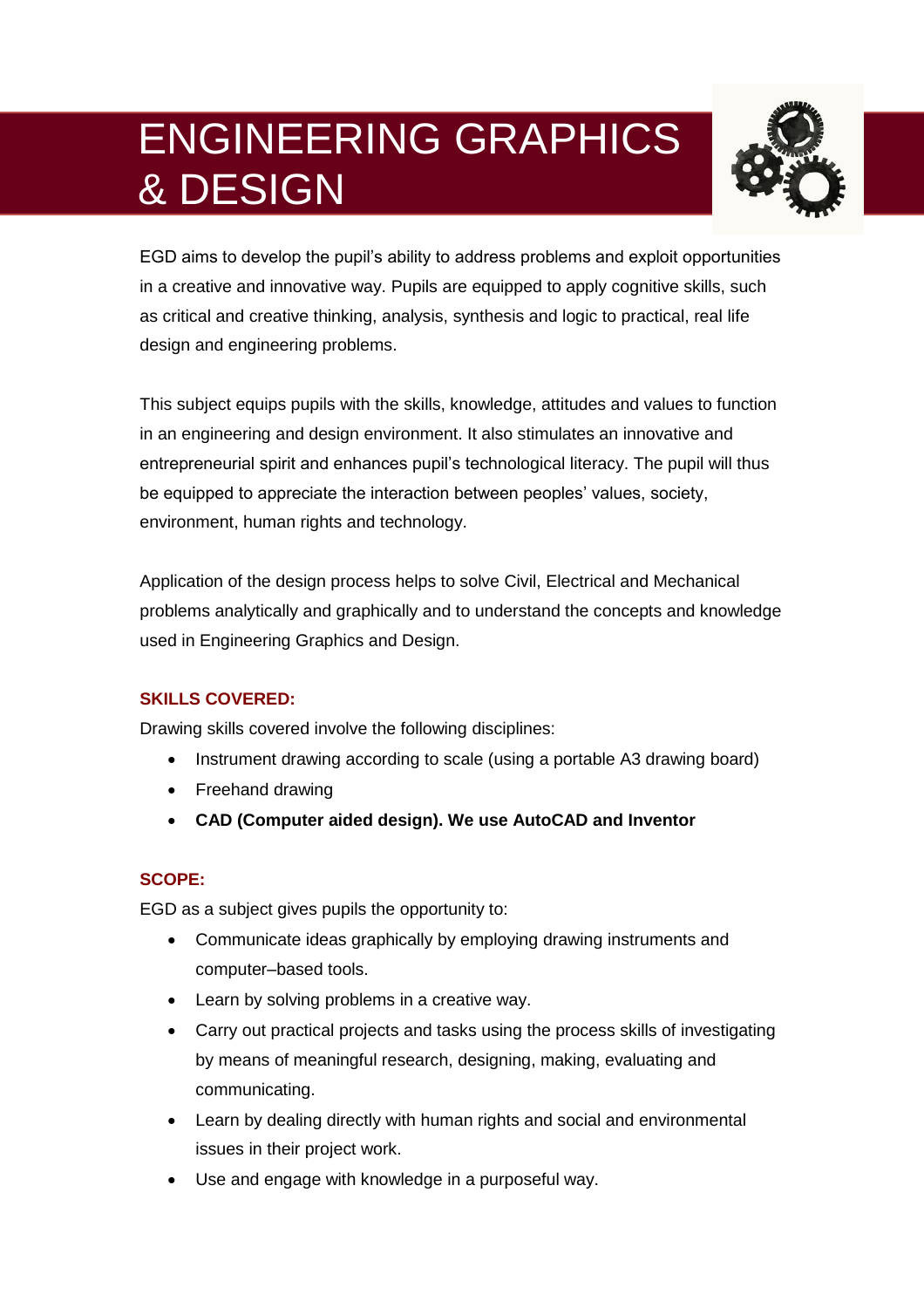# ENGINEERING GRAPHICS & DESIGN

EGD aims to develop the pupil's ability to address problems and exploit opportunities in a creative and innovative way. Pupils are equipped to apply cognitive skills, such as critical and creative thinking, analysis, synthesis and logic to practical, real life design and engineering problems.

This subject equips pupils with the skills, knowledge, attitudes and values to function in an engineering and design environment. It also stimulates an innovative and entrepreneurial spirit and enhances pupil's technological literacy. The pupil will thus be equipped to appreciate the interaction between peoples' values, society, environment, human rights and technology.

Application of the design process helps to solve Civil, Electrical and Mechanical problems analytically and graphically and to understand the concepts and knowledge used in Engineering Graphics and Design.

## SKILLS COVERED:

Drawing skills covered involve the following disciplines:

- Instrument drawing according to scale (using a portable A3 drawing board)
- Freehand drawing
- **CAD (Computer aided design). We use AutoCAD and Inventor**

## SCOPE:

EGD as a subject gives pupils the opportunity to:

- Communicate ideas graphically by employing drawing instruments and computer–based tools.
- Learn by solving problems in a creative way.
- Carry out practical projects and tasks using the process skills of investigating by means of meaningful research, designing, making, evaluating and communicating.
- Learn by dealing directly with human rights and social and environmental issues in their project work.
- Use and engage with knowledge in a purposeful way.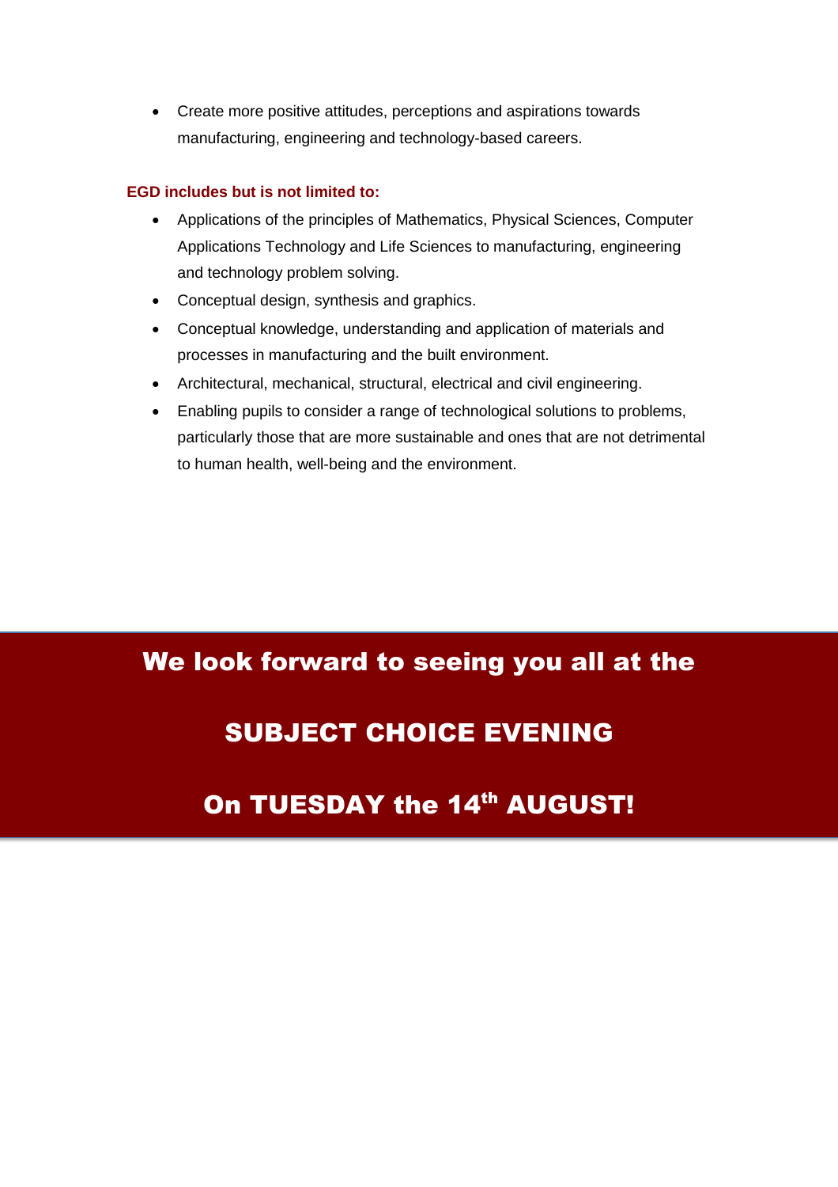- Create more positive attitudes, perceptions and aspirations towards manufacturing, engineering and technology-based careers.

**EGD includes but is not limited to:**

- Applications of the principles of Mathematics, Physical Sciences, Computer Applications Technology and Life Sciences to manufacturing, engineering and technology problem solving.
- Conceptual design, synthesis and graphics.
- Conceptual knowledge, understanding and application of materials and processes in manufacturing and the built environment.
- Architectural, mechanical, structural, electrical and civil engineering.
- Enabling pupils to consider a range of technological solutions to problems, particularly those that are more sustainable and ones that are not detrimental to human health, well-being and the environment.

**We look forward to seeing you all at the**

**SUBJECT CHOICE EVENING**

**On TUESDAY the 14th AUGUST!**